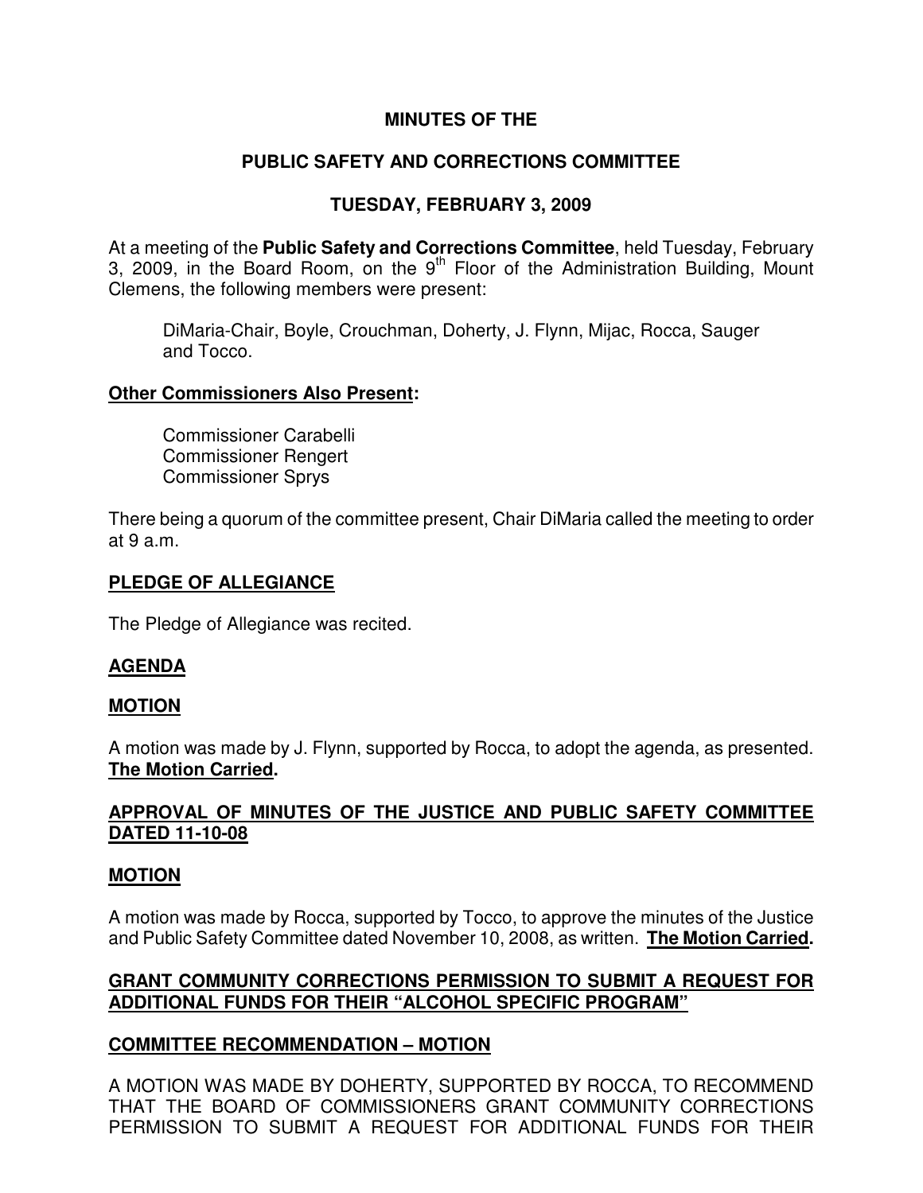# MINUTES OF THE

## PUBLIC SAFETY AND CORRECTIONS COMMITTEE

## TUESDAY, FEBRUARY 3, 2009

At a meeting of the **Public Safety and Corrections Committee**, held Tuesday, February 3, 2009, in the Board Room, on the 9th Floor of the Administration Building, Mount Clemens, the following members were present:

> DiMaria-Chair, Boyle, Crouchman, Doherty, J. Flynn, Mijac, Rocca, Sauger and Tocco.

**Other Commissioners Also Present:**

> Commissioner Carabelli
> Commissioner Rengert
> Commissioner Sprys

There being a quorum of the committee present, Chair DiMaria called the meeting to order at 9 a.m.

**PLEDGE OF ALLEGIANCE**

The Pledge of Allegiance was recited.

**AGENDA**

**MOTION**

A motion was made by J. Flynn, supported by Rocca, to adopt the agenda, as presented. **The Motion Carried.**

**APPROVAL OF MINUTES OF THE JUSTICE AND PUBLIC SAFETY COMMITTEE DATED 11-10-08**

**MOTION**

A motion was made by Rocca, supported by Tocco, to approve the minutes of the Justice and Public Safety Committee dated November 10, 2008, as written. **The Motion Carried.**

**GRANT COMMUNITY CORRECTIONS PERMISSION TO SUBMIT A REQUEST FOR ADDITIONAL FUNDS FOR THEIR "ALCOHOL SPECIFIC PROGRAM"**

**COMMITTEE RECOMMENDATION – MOTION**

A MOTION WAS MADE BY DOHERTY, SUPPORTED BY ROCCA, TO RECOMMEND THAT THE BOARD OF COMMISSIONERS GRANT COMMUNITY CORRECTIONS PERMISSION TO SUBMIT A REQUEST FOR ADDITIONAL FUNDS FOR THEIR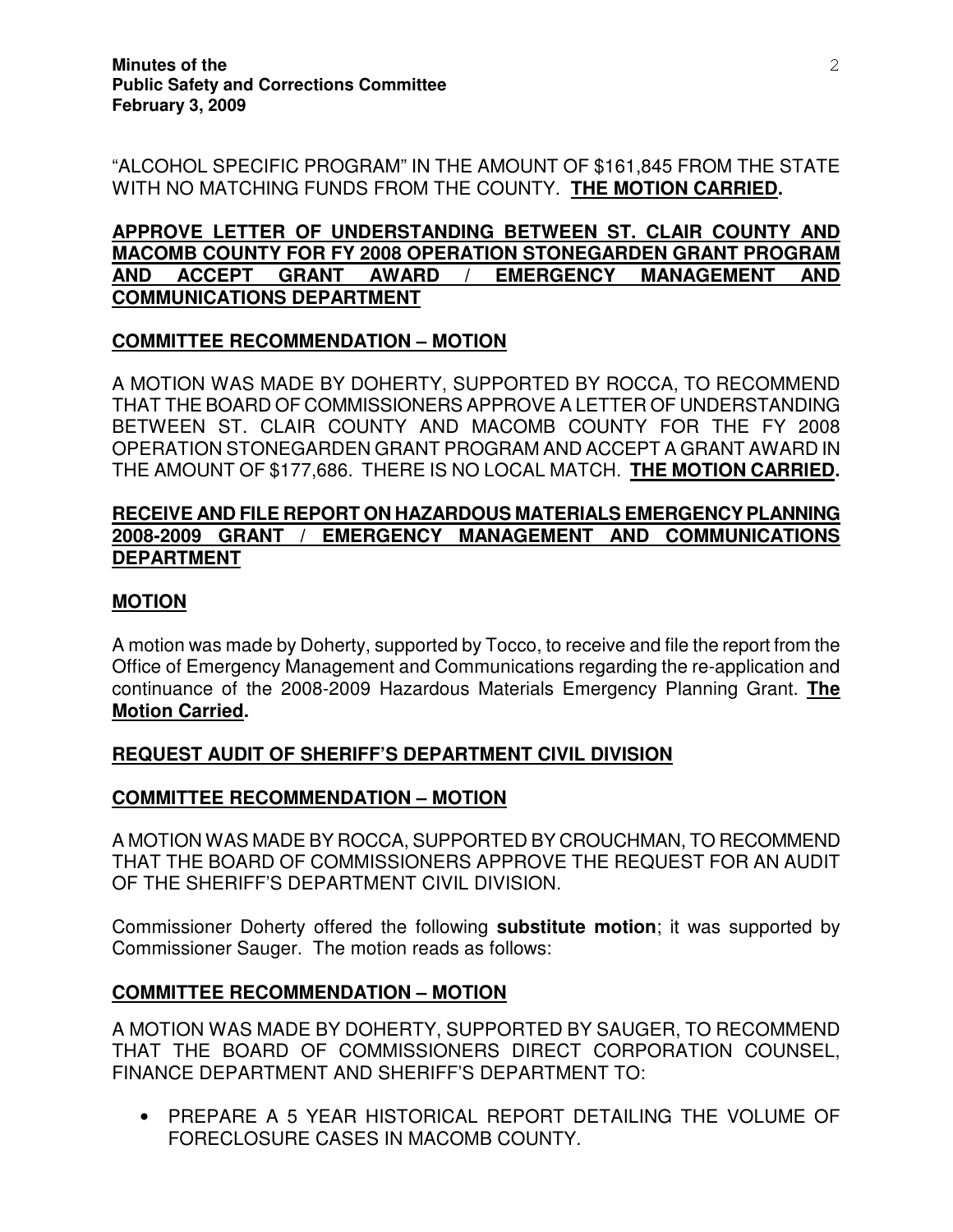"ALCOHOL SPECIFIC PROGRAM" IN THE AMOUNT OF $161,845 FROM THE STATE WITH NO MATCHING FUNDS FROM THE COUNTY. **THE MOTION CARRIED.**

**APPROVE LETTER OF UNDERSTANDING BETWEEN ST. CLAIR COUNTY AND MACOMB COUNTY FOR FY 2008 OPERATION STONEGARDEN GRANT PROGRAM AND ACCEPT GRANT AWARD / EMERGENCY MANAGEMENT AND COMMUNICATIONS DEPARTMENT**

**COMMITTEE RECOMMENDATION – MOTION**

A MOTION WAS MADE BY DOHERTY, SUPPORTED BY ROCCA, TO RECOMMEND THAT THE BOARD OF COMMISSIONERS APPROVE A LETTER OF UNDERSTANDING BETWEEN ST. CLAIR COUNTY AND MACOMB COUNTY FOR THE FY 2008 OPERATION STONEGARDEN GRANT PROGRAM AND ACCEPT A GRANT AWARD IN THE AMOUNT OF $177,686. THERE IS NO LOCAL MATCH. **THE MOTION CARRIED.**

**RECEIVE AND FILE REPORT ON HAZARDOUS MATERIALS EMERGENCY PLANNING 2008-2009 GRANT / EMERGENCY MANAGEMENT AND COMMUNICATIONS DEPARTMENT**

**MOTION**

A motion was made by Doherty, supported by Tocco, to receive and file the report from the Office of Emergency Management and Communications regarding the re-application and continuance of the 2008-2009 Hazardous Materials Emergency Planning Grant. **The Motion Carried.**

**REQUEST AUDIT OF SHERIFF'S DEPARTMENT CIVIL DIVISION**

**COMMITTEE RECOMMENDATION – MOTION**

A MOTION WAS MADE BY ROCCA, SUPPORTED BY CROUCHMAN, TO RECOMMEND THAT THE BOARD OF COMMISSIONERS APPROVE THE REQUEST FOR AN AUDIT OF THE SHERIFF'S DEPARTMENT CIVIL DIVISION.

Commissioner Doherty offered the following **substitute motion**; it was supported by Commissioner Sauger. The motion reads as follows:

**COMMITTEE RECOMMENDATION – MOTION**

A MOTION WAS MADE BY DOHERTY, SUPPORTED BY SAUGER, TO RECOMMEND THAT THE BOARD OF COMMISSIONERS DIRECT CORPORATION COUNSEL, FINANCE DEPARTMENT AND SHERIFF'S DEPARTMENT TO:

- PREPARE A 5 YEAR HISTORICAL REPORT DETAILING THE VOLUME OF FORECLOSURE CASES IN MACOMB COUNTY.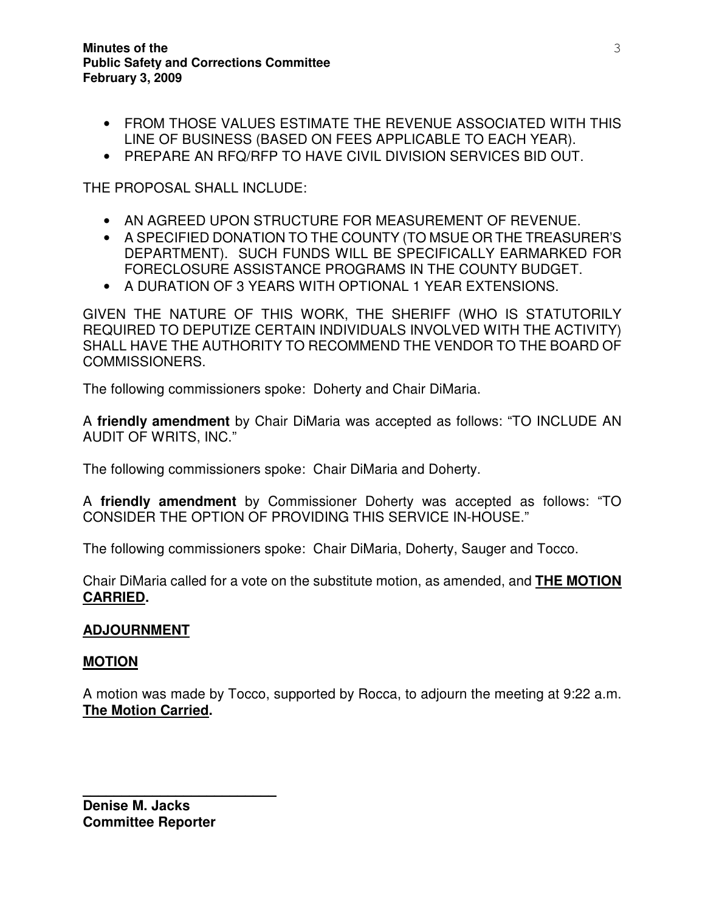- FROM THOSE VALUES ESTIMATE THE REVENUE ASSOCIATED WITH THIS LINE OF BUSINESS (BASED ON FEES APPLICABLE TO EACH YEAR).
- PREPARE AN RFQ/RFP TO HAVE CIVIL DIVISION SERVICES BID OUT.

THE PROPOSAL SHALL INCLUDE:

- AN AGREED UPON STRUCTURE FOR MEASUREMENT OF REVENUE.
- A SPECIFIED DONATION TO THE COUNTY (TO MSUE OR THE TREASURER'S DEPARTMENT). SUCH FUNDS WILL BE SPECIFICALLY EARMARKED FOR FORECLOSURE ASSISTANCE PROGRAMS IN THE COUNTY BUDGET.
- A DURATION OF 3 YEARS WITH OPTIONAL 1 YEAR EXTENSIONS.

GIVEN THE NATURE OF THIS WORK, THE SHERIFF (WHO IS STATUTORILY REQUIRED TO DEPUTIZE CERTAIN INDIVIDUALS INVOLVED WITH THE ACTIVITY) SHALL HAVE THE AUTHORITY TO RECOMMEND THE VENDOR TO THE BOARD OF COMMISSIONERS.

The following commissioners spoke: Doherty and Chair DiMaria.

A **friendly amendment** by Chair DiMaria was accepted as follows: "TO INCLUDE AN AUDIT OF WRITS, INC."

The following commissioners spoke: Chair DiMaria and Doherty.

A **friendly amendment** by Commissioner Doherty was accepted as follows: "TO CONSIDER THE OPTION OF PROVIDING THIS SERVICE IN-HOUSE."

The following commissioners spoke: Chair DiMaria, Doherty, Sauger and Tocco.

Chair DiMaria called for a vote on the substitute motion, as amended, and **THE MOTION CARRIED.**

## ADJOURNMENT

## MOTION

A motion was made by Tocco, supported by Rocca, to adjourn the meeting at 9:22 a.m. **The Motion Carried.**

**Denise M. Jacks**
**Committee Reporter**